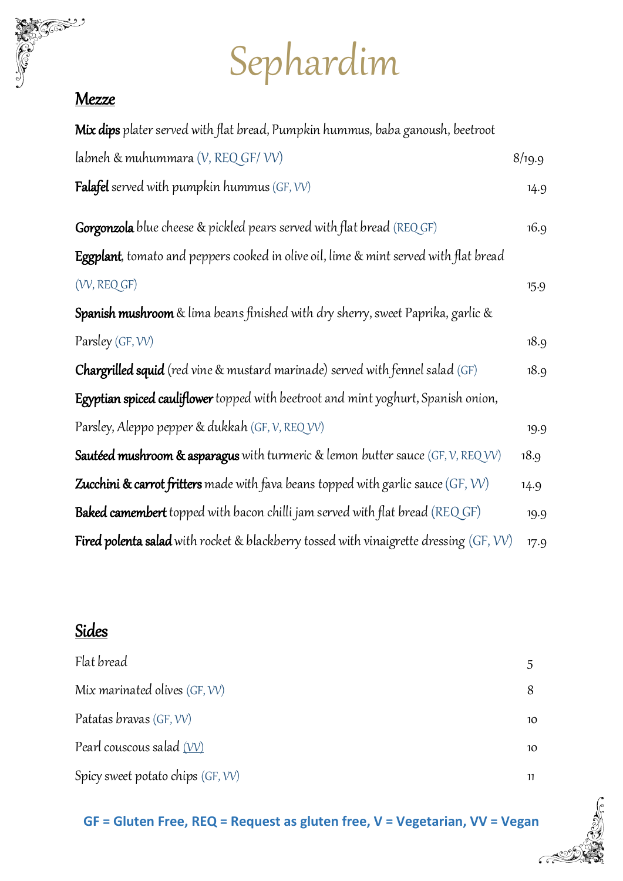# Sephardim

## Mezze

**Mix dips** plater served with flat bread, Pumpkin hummus, baba ganoush, beetroot labneh & muhummara (V, REQ GF/ VV) — 8/19.9

**Falafel** served with pumpkin hummus (GF, VV) — 14.9

**Gorgonzola** blue cheese & pickled pears served with flat bread (REQ GF) — 16.9

**Eggplant**, tomato and peppers cooked in olive oil, lime & mint served with flat bread (VV, REQ GF) — 15.9

**Spanish mushroom** & lima beans finished with dry sherry, sweet Paprika, garlic & Parsley (GF, VV) — 18.9

**Chargrilled squid** (red vine & mustard marinade) served with fennel salad (GF) — 18.9

**Egyptian spiced cauliflower** topped with beetroot and mint yoghurt, Spanish onion, Parsley, Aleppo pepper & dukkah (GF, V, REQ VV) — 19.9

**Sautéed mushroom & asparagus** with turmeric & lemon butter sauce (GF, V, REQ VV) — 18.9

**Zucchini & carrot fritters** made with fava beans topped with garlic sauce (GF, VV) — 14.9

**Baked camembert** topped with bacon chilli jam served with flat bread (REQ GF) — 19.9

**Fired polenta salad** with rocket & blackberry tossed with vinaigrette dressing (GF, VV) — 17.9

## Sides

| Item | Price |
|---|---|
| Flat bread | 5 |
| Mix marinated olives (GF, VV) | 8 |
| Patatas bravas (GF, VV) | 10 |
| Pearl couscous salad (VV) | 10 |
| Spicy sweet potato chips (GF, VV) | 11 |

**GF = Gluten Free, REQ = Request as gluten free, V = Vegetarian, VV = Vegan**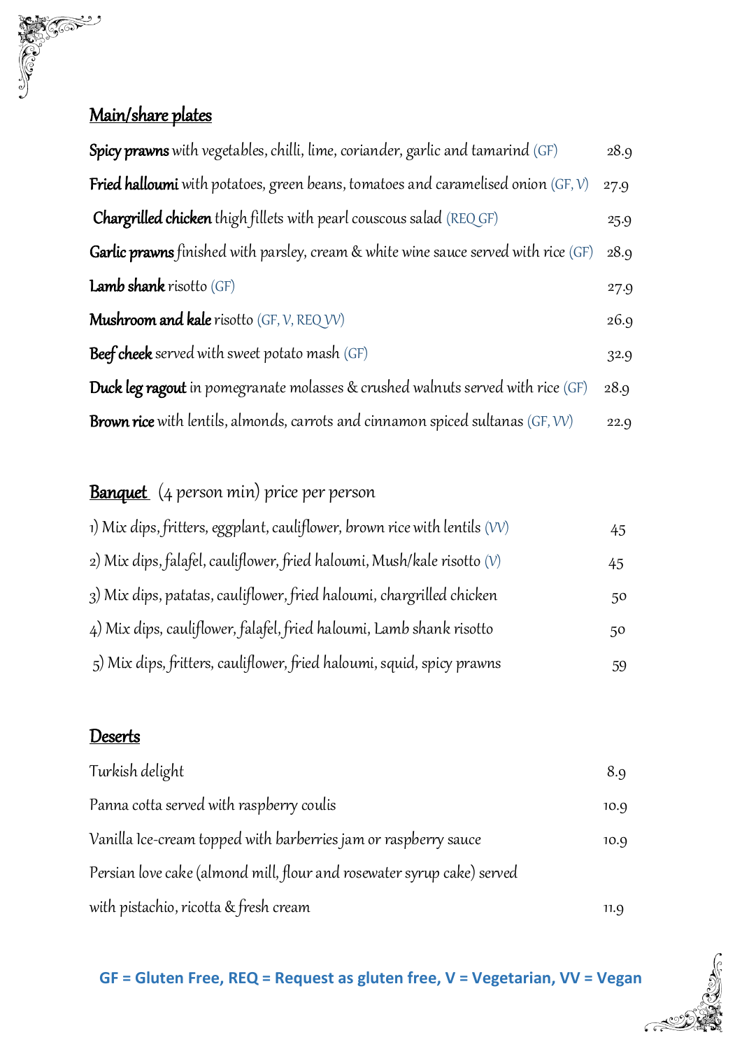## Main/share plates

| | |
|---|---|
| **Spicy prawns** with vegetables, chilli, lime, coriander, garlic and tamarind (GF) | 28.9 |
| **Fried halloumi** with potatoes, green beans, tomatoes and caramelised onion (GF, V) | 27.9 |
| **Chargrilled chicken** thigh fillets with pearl couscous salad (REQ GF) | 25.9 |
| **Garlic prawns** finished with parsley, cream & white wine sauce served with rice (GF) | 28.9 |
| **Lamb shank** risotto (GF) | 27.9 |
| **Mushroom and kale** risotto (GF, V, REQ VV) | 26.9 |
| **Beef cheek** served with sweet potato mash (GF) | 32.9 |
| **Duck leg ragout** in pomegranate molasses & crushed walnuts served with rice (GF) | 28.9 |
| **Brown rice** with lentils, almonds, carrots and cinnamon spiced sultanas (GF, VV) | 22.9 |

## Banquet (4 person min) price per person

| | |
|---|---|
| 1) Mix dips, fritters, eggplant, cauliflower, brown rice with lentils (VV) | 45 |
| 2) Mix dips, falafel, cauliflower, fried haloumi, Mush/kale risotto (V) | 45 |
| 3) Mix dips, patatas, cauliflower, fried haloumi, chargrilled chicken | 50 |
| 4) Mix dips, cauliflower, falafel, fried haloumi, Lamb shank risotto | 50 |
| 5) Mix dips, fritters, cauliflower, fried haloumi, squid, spicy prawns | 59 |

## Deserts

| | |
|---|---|
| Turkish delight | 8.9 |
| Panna cotta served with raspberry coulis | 10.9 |
| Vanilla Ice-cream topped with barberries jam or raspberry sauce | 10.9 |
| Persian love cake (almond mill, flour and rosewater syrup cake) served with pistachio, ricotta & fresh cream | 11.9 |

**GF = Gluten Free, REQ = Request as gluten free, V = Vegetarian, VV = Vegan**